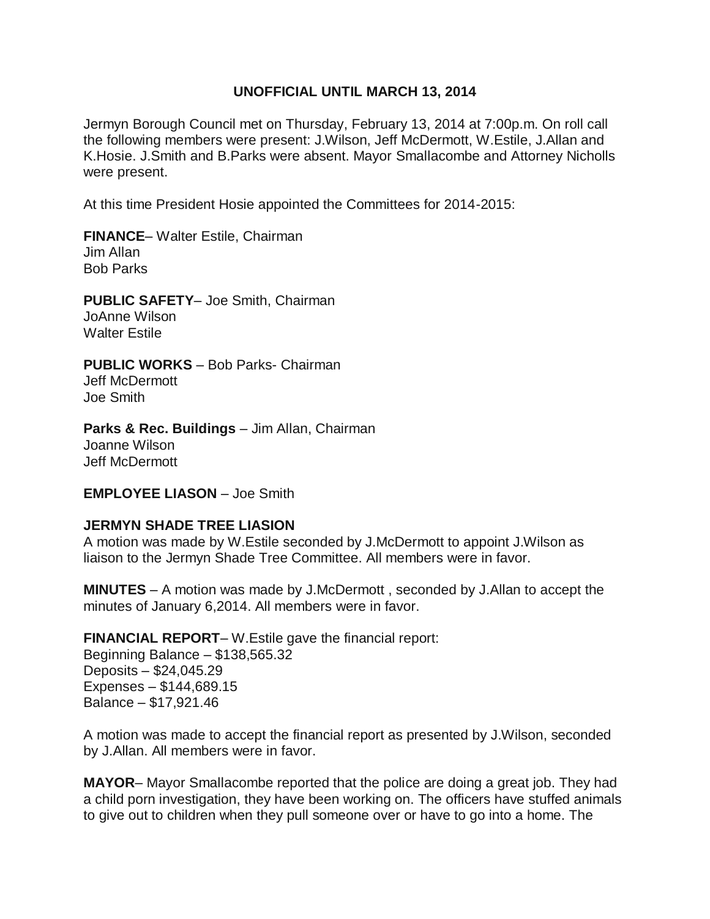**UNOFFICIAL UNTIL MARCH 13, 2014**

Jermyn Borough Council met on Thursday, February 13, 2014 at 7:00p.m. On roll call the following members were present: J.Wilson, Jeff McDermott, W.Estile, J.Allan and K.Hosie. J.Smith and B.Parks were absent. Mayor Smallacombe and Attorney Nicholls were present.

At this time President Hosie appointed the Committees for 2014-2015:

**FINANCE**– Walter Estile, Chairman
Jim Allan
Bob Parks

**PUBLIC SAFETY**– Joe Smith, Chairman
JoAnne Wilson
Walter Estile

**PUBLIC WORKS** – Bob Parks- Chairman
Jeff McDermott
Joe Smith

**Parks & Rec. Buildings** – Jim Allan, Chairman
Joanne Wilson
Jeff McDermott

**EMPLOYEE LIASON** – Joe Smith

**JERMYN SHADE TREE LIASION**
A motion was made by W.Estile seconded by J.McDermott to appoint J.Wilson as liaison to the Jermyn Shade Tree Committee. All members were in favor.

**MINUTES** – A motion was made by J.McDermott , seconded by J.Allan to accept the minutes of January 6,2014. All members were in favor.

**FINANCIAL REPORT**– W.Estile gave the financial report:
Beginning Balance – $138,565.32
Deposits – $24,045.29
Expenses – $144,689.15
Balance – $17,921.46

A motion was made to accept the financial report as presented by J.Wilson, seconded by J.Allan. All members were in favor.

**MAYOR**– Mayor Smallacombe reported that the police are doing a great job. They had a child porn investigation, they have been working on. The officers have stuffed animals to give out to children when they pull someone over or have to go into a home. The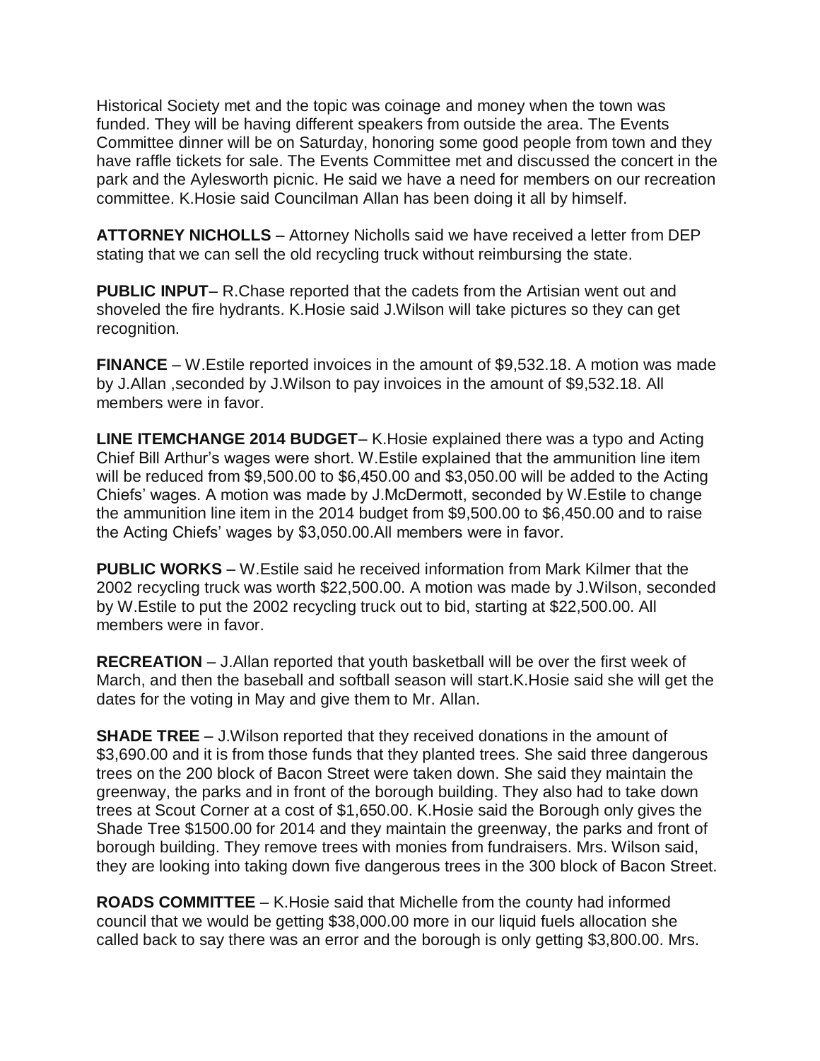Historical Society met and the topic was coinage and money when the town was funded. They will be having different speakers from outside the area. The Events Committee dinner will be on Saturday, honoring some good people from town and they have raffle tickets for sale. The Events Committee met and discussed the concert in the park and the Aylesworth picnic. He said we have a need for members on our recreation committee. K.Hosie said Councilman Allan has been doing it all by himself.

**ATTORNEY NICHOLLS** – Attorney Nicholls said we have received a letter from DEP stating that we can sell the old recycling truck without reimbursing the state.

**PUBLIC INPUT**– R.Chase reported that the cadets from the Artisian went out and shoveled the fire hydrants. K.Hosie said J.Wilson will take pictures so they can get recognition.

**FINANCE** – W.Estile reported invoices in the amount of $9,532.18. A motion was made by J.Allan ,seconded by J.Wilson to pay invoices in the amount of $9,532.18. All members were in favor.

**LINE ITEMCHANGE 2014 BUDGET**– K.Hosie explained there was a typo and Acting Chief Bill Arthur's wages were short. W.Estile explained that the ammunition line item will be reduced from $9,500.00 to $6,450.00 and $3,050.00 will be added to the Acting Chiefs' wages. A motion was made by J.McDermott, seconded by W.Estile to change the ammunition line item in the 2014 budget from $9,500.00 to $6,450.00 and to raise the Acting Chiefs' wages by $3,050.00.All members were in favor.

**PUBLIC WORKS** – W.Estile said he received information from Mark Kilmer that the 2002 recycling truck was worth $22,500.00. A motion was made by J.Wilson, seconded by W.Estile to put the 2002 recycling truck out to bid, starting at $22,500.00. All members were in favor.

**RECREATION** – J.Allan reported that youth basketball will be over the first week of March, and then the baseball and softball season will start.K.Hosie said she will get the dates for the voting in May and give them to Mr. Allan.

**SHADE TREE** – J.Wilson reported that they received donations in the amount of $3,690.00 and it is from those funds that they planted trees. She said three dangerous trees on the 200 block of Bacon Street were taken down. She said they maintain the greenway, the parks and in front of the borough building. They also had to take down trees at Scout Corner at a cost of $1,650.00. K.Hosie said the Borough only gives the Shade Tree $1500.00 for 2014 and they maintain the greenway, the parks and front of borough building. They remove trees with monies from fundraisers. Mrs. Wilson said, they are looking into taking down five dangerous trees in the 300 block of Bacon Street.

**ROADS COMMITTEE** – K.Hosie said that Michelle from the county had informed council that we would be getting $38,000.00 more in our liquid fuels allocation she called back to say there was an error and the borough is only getting $3,800.00. Mrs.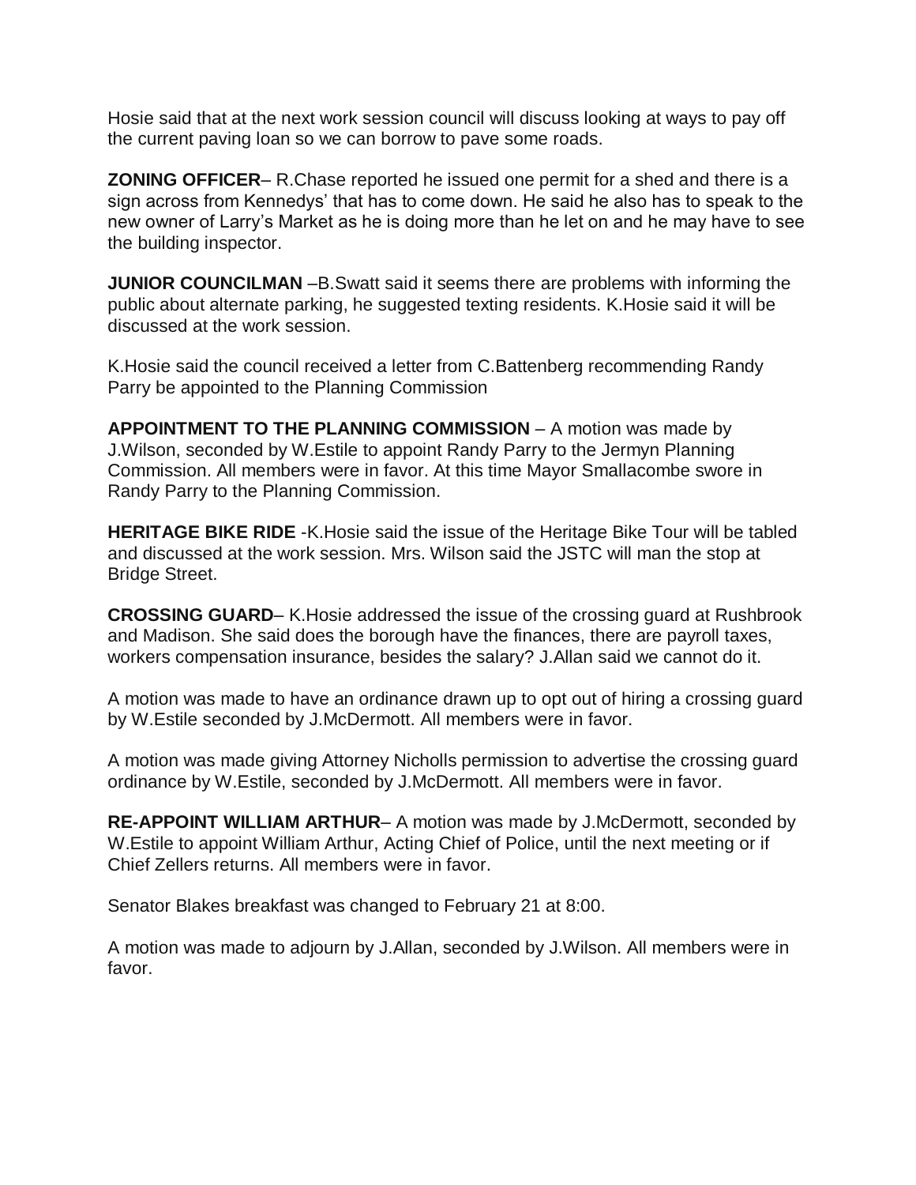Hosie said that at the next work session council will discuss looking at ways to pay off the current paving loan so we can borrow to pave some roads.

**ZONING OFFICER**– R.Chase reported he issued one permit for a shed and there is a sign across from Kennedys' that has to come down. He said he also has to speak to the new owner of Larry's Market as he is doing more than he let on and he may have to see the building inspector.

**JUNIOR COUNCILMAN** –B.Swatt said it seems there are problems with informing the public about alternate parking, he suggested texting residents. K.Hosie said it will be discussed at the work session.

K.Hosie said the council received a letter from C.Battenberg recommending Randy Parry be appointed to the Planning Commission

**APPOINTMENT TO THE PLANNING COMMISSION** – A motion was made by J.Wilson, seconded by W.Estile to appoint Randy Parry to the Jermyn Planning Commission. All members were in favor. At this time Mayor Smallacombe swore in Randy Parry to the Planning Commission.

**HERITAGE BIKE RIDE** -K.Hosie said the issue of the Heritage Bike Tour will be tabled and discussed at the work session. Mrs. Wilson said the JSTC will man the stop at Bridge Street.

**CROSSING GUARD**– K.Hosie addressed the issue of the crossing guard at Rushbrook and Madison. She said does the borough have the finances, there are payroll taxes, workers compensation insurance, besides the salary? J.Allan said we cannot do it.

A motion was made to have an ordinance drawn up to opt out of hiring a crossing guard by W.Estile seconded by J.McDermott. All members were in favor.

A motion was made giving Attorney Nicholls permission to advertise the crossing guard ordinance by W.Estile, seconded by J.McDermott. All members were in favor.

**RE-APPOINT WILLIAM ARTHUR**– A motion was made by J.McDermott, seconded by W.Estile to appoint William Arthur, Acting Chief of Police, until the next meeting or if Chief Zellers returns. All members were in favor.

Senator Blakes breakfast was changed to February 21 at 8:00.

A motion was made to adjourn by J.Allan, seconded by J.Wilson. All members were in favor.